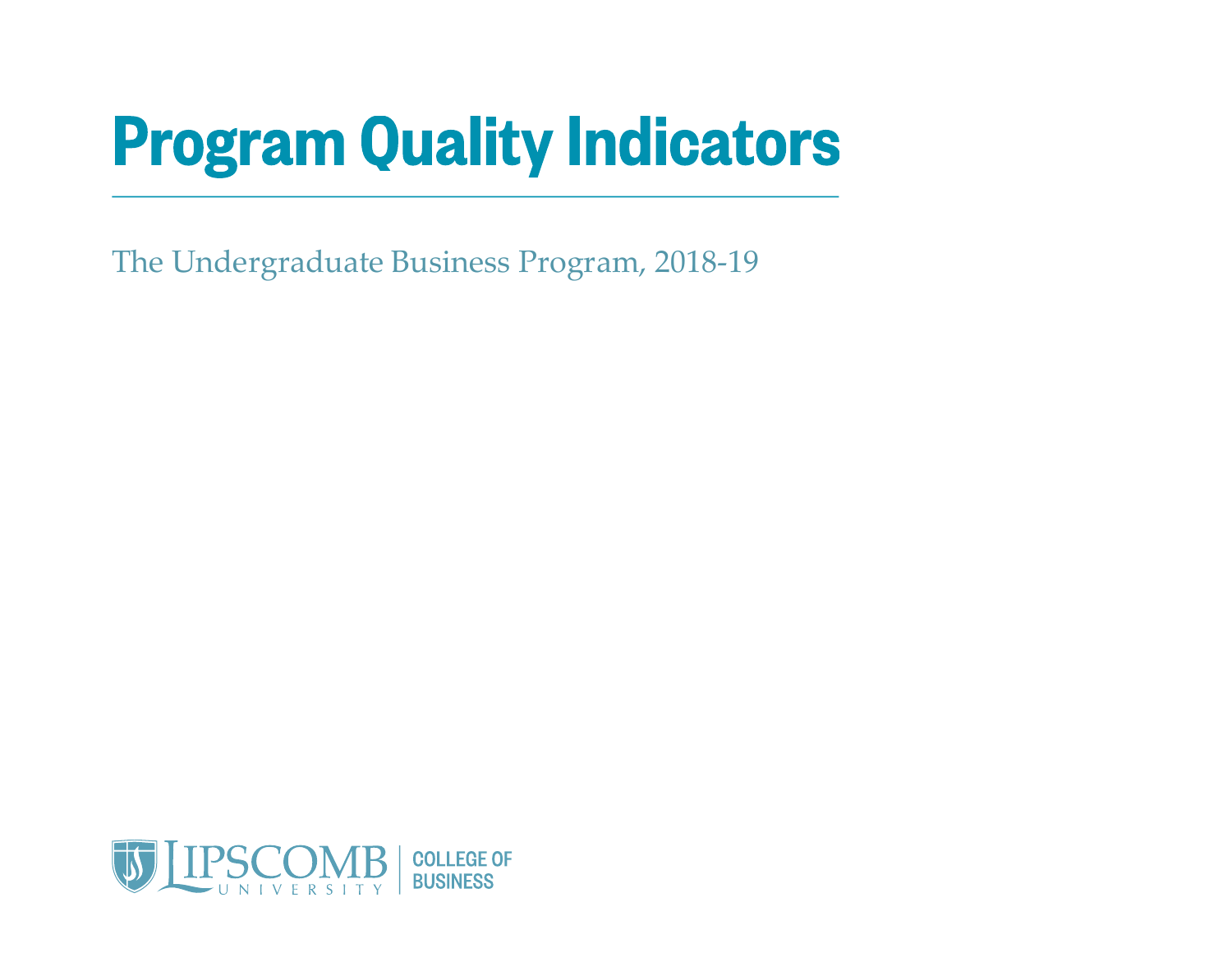# Program Quality Indicators

The Undergraduate Business Program, 2018-19

LIPSCOMB UNIVERSITY | COLLEGE OF BUSINESS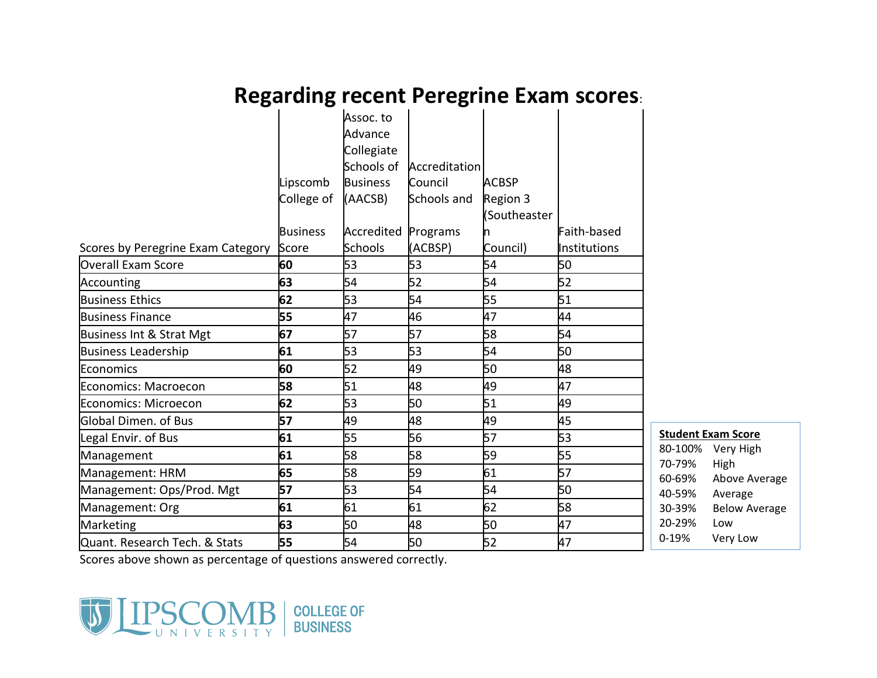# Regarding recent Peregrine Exam scores:

| Scores by Peregrine Exam Category | Lipscomb College of Business Score | Assoc. to Advance Collegiate Schools of Business (AACSB) Accredited Schools | Accreditation Council Schools and Programs (ACBSP) | ACBSP Region 3 (Southeastern Council) | Faith-based Institutions |
|---|---|---|---|---|---|
| Overall Exam Score | **60** | 53 | 53 | 54 | 50 |
| Accounting | **63** | 54 | 52 | 54 | 52 |
| Business Ethics | **62** | 53 | 54 | 55 | 51 |
| Business Finance | **55** | 47 | 46 | 47 | 44 |
| Business Int & Strat Mgt | **67** | 57 | 57 | 58 | 54 |
| Business Leadership | **61** | 53 | 53 | 54 | 50 |
| Economics | **60** | 52 | 49 | 50 | 48 |
| Economics: Macroecon | **58** | 51 | 48 | 49 | 47 |
| Economics: Microecon | **62** | 53 | 50 | 51 | 49 |
| Global Dimen. of Bus | **57** | 49 | 48 | 49 | 45 |
| Legal Envir. of Bus | **61** | 55 | 56 | 57 | 53 |
| Management | **61** | 58 | 58 | 59 | 55 |
| Management: HRM | **65** | 58 | 59 | 61 | 57 |
| Management: Ops/Prod. Mgt | **57** | 53 | 54 | 54 | 50 |
| Management: Org | **61** | 61 | 61 | 62 | 58 |
| Marketing | **63** | 50 | 48 | 50 | 47 |
| Quant. Research Tech. & Stats | **55** | 54 | 50 | 52 | 47 |

Scores above shown as percentage of questions answered correctly.

**Student Exam Score**

| | |
|---|---|
| 80-100% | Very High |
| 70-79% | High |
| 60-69% | Above Average |
| 40-59% | Average |
| 30-39% | Below Average |
| 20-29% | Low |
| 0-19% | Very Low |

LIPSCOMB UNIVERSITY | COLLEGE OF BUSINESS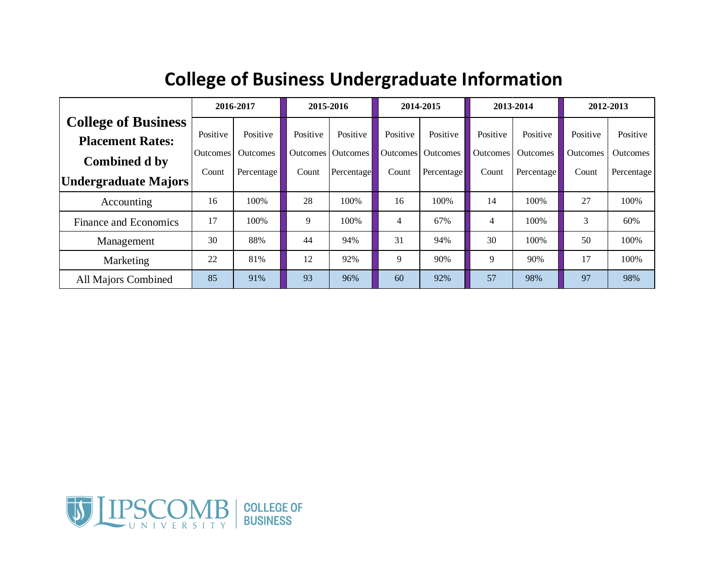# College of Business Undergraduate Information

| College of Business Placement Rates: Combined d by Undergraduate Majors | 2016-2017 | | 2015-2016 | | 2014-2015 | | 2013-2014 | | 2012-2013 | |
|---|---|---|---|---|---|---|---|---|---|---|
| | Positive Outcomes Count | Positive Outcomes Percentage | Positive Outcomes Count | Positive Outcomes Percentage | Positive Outcomes Count | Positive Outcomes Percentage | Positive Outcomes Count | Positive Outcomes Percentage | Positive Outcomes Count | Positive Outcomes Percentage |
| Accounting | 16 | 100% | 28 | 100% | 16 | 100% | 14 | 100% | 27 | 100% |
| Finance and Economics | 17 | 100% | 9 | 100% | 4 | 67% | 4 | 100% | 3 | 60% |
| Management | 30 | 88% | 44 | 94% | 31 | 94% | 30 | 100% | 50 | 100% |
| Marketing | 22 | 81% | 12 | 92% | 9 | 90% | 9 | 90% | 17 | 100% |
| All Majors Combined | 85 | 91% | 93 | 96% | 60 | 92% | 57 | 98% | 97 | 98% |

LIPSCOMB UNIVERSITY | COLLEGE OF BUSINESS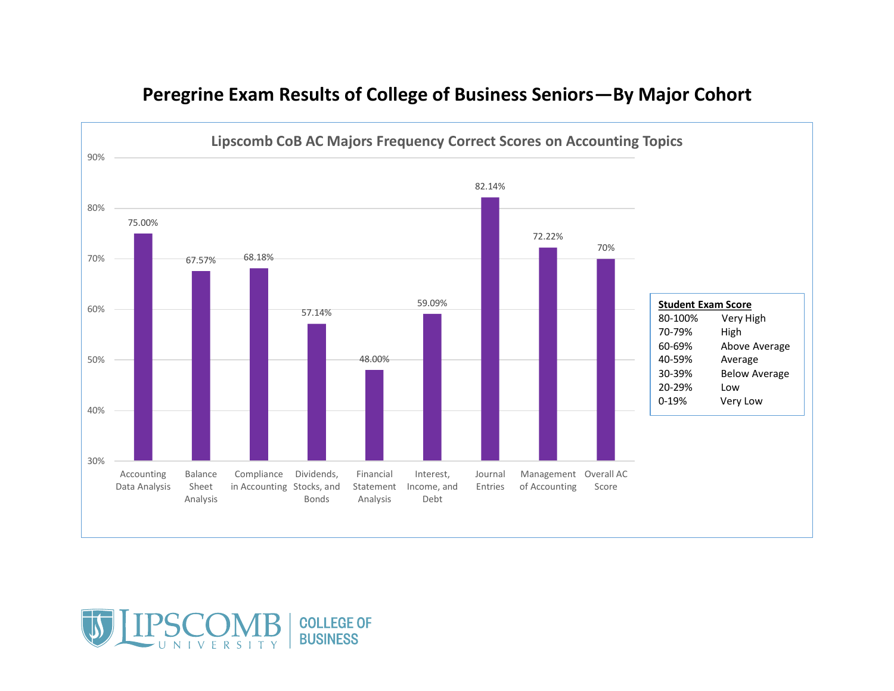# Peregrine Exam Results of College of Business Seniors—By Major Cohort

## Lipscomb CoB AC Majors Frequency Correct Scores on Accounting Topics

| Topic | Score |
| --- | --- |
| Accounting Data Analysis | 75.00% |
| Balance Sheet Analysis | 67.57% |
| Compliance in Accounting | 68.18% |
| Dividends, Stocks, and Bonds | 57.14% |
| Financial Statement Analysis | 48.00% |
| Interest, Income, and Debt | 59.09% |
| Journal Entries | 82.14% |
| Management of Accounting | 72.22% |
| Overall AC Score | 70% |

| **Student Exam Score** | |
| --- | --- |
| 80-100% | Very High |
| 70-79% | High |
| 60-69% | Above Average |
| 40-59% | Average |
| 30-39% | Below Average |
| 20-29% | Low |
| 0-19% | Very Low |

LIPSCOMB UNIVERSITY | COLLEGE OF BUSINESS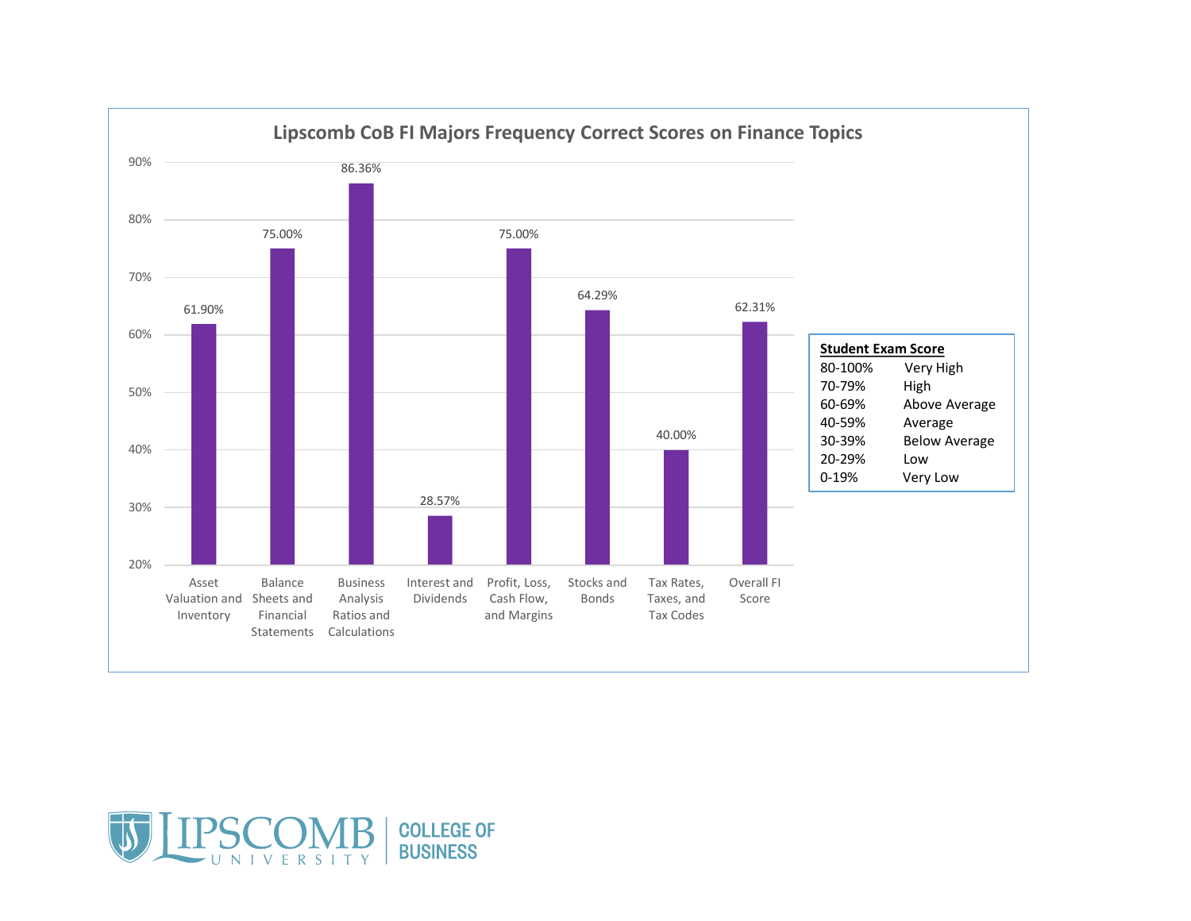## Lipscomb CoB FI Majors Frequency Correct Scores on Finance Topics

| Topic | Score |
|---|---|
| Asset Valuation and Inventory | 61.90% |
| Balance Sheets and Financial Statements | 75.00% |
| Business Analysis Ratios and Calculations | 86.36% |
| Interest and Dividends | 28.57% |
| Profit, Loss, Cash Flow, and Margins | 75.00% |
| Stocks and Bonds | 64.29% |
| Tax Rates, Taxes, and Tax Codes | 40.00% |
| Overall FI Score | 62.31% |

**Student Exam Score**

| Range | Rating |
|---|---|
| 80-100% | Very High |
| 70-79% | High |
| 60-69% | Above Average |
| 40-59% | Average |
| 30-39% | Below Average |
| 20-29% | Low |
| 0-19% | Very Low |

LIPSCOMB UNIVERSITY | COLLEGE OF BUSINESS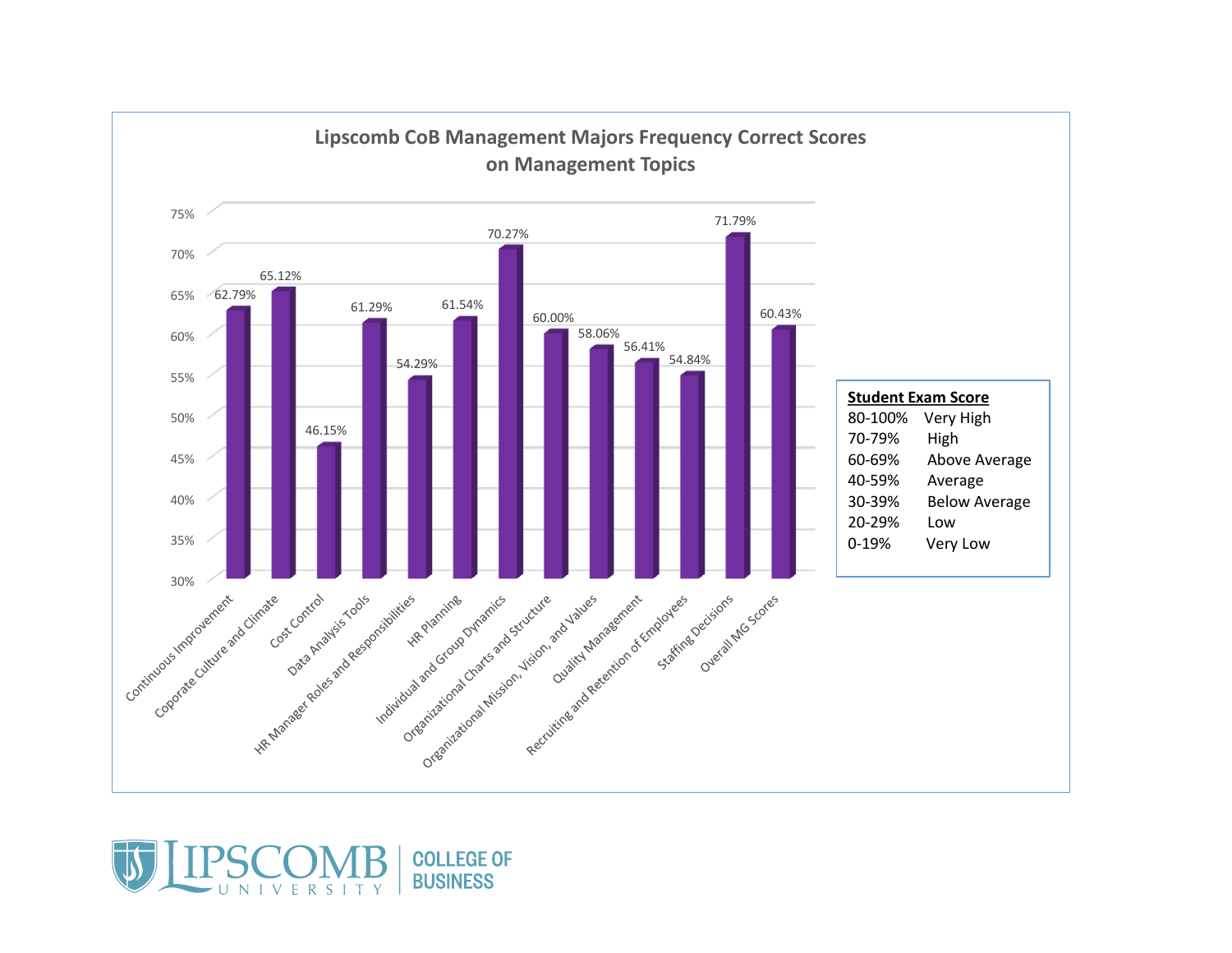## Lipscomb CoB Management Majors Frequency Correct Scores on Management Topics

| Topic | Score |
|---|---|
| Continuous Improvement | 62.79% |
| Coporate Culture and Climate | 65.12% |
| Cost Control | 46.15% |
| Data Analysis Tools | 61.29% |
| HR Manager Roles and Responsibilities | 54.29% |
| HR Planning | 61.54% |
| Individual and Group Dynamics | 70.27% |
| Organizational Charts and Structure | 60.00% |
| Organizational Mission, Vision, and Values | 58.06% |
| Quality Management | 56.41% |
| Recruiting and Retention of Employees | 54.84% |
| Staffing Decisions | 71.79% |
| Overall MG Scores | 60.43% |

**Student Exam Score**

| Range | Rating |
|---|---|
| 80-100% | Very High |
| 70-79% | High |
| 60-69% | Above Average |
| 40-59% | Average |
| 30-39% | Below Average |
| 20-29% | Low |
| 0-19% | Very Low |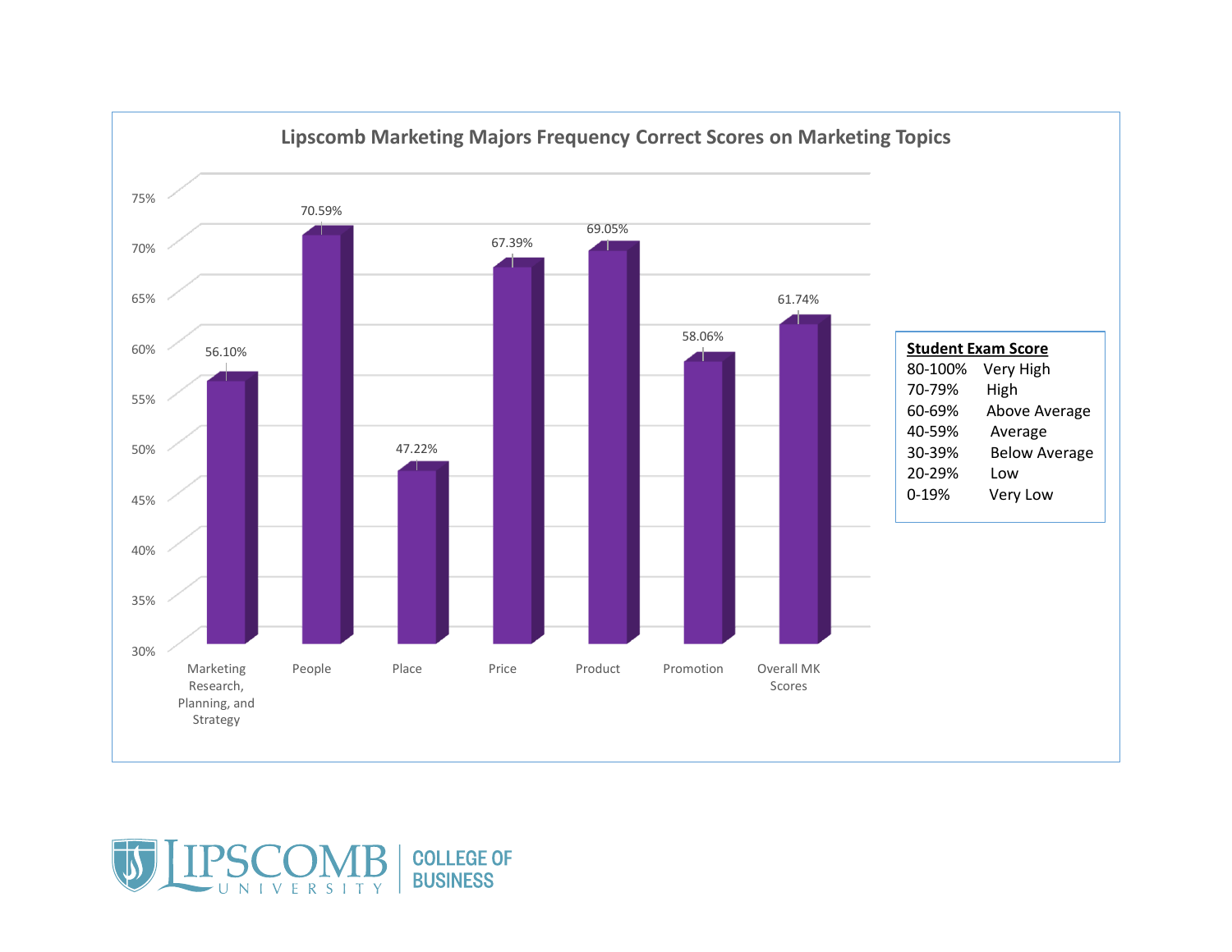## Lipscomb Marketing Majors Frequency Correct Scores on Marketing Topics

| Topic | Score |
|---|---|
| Marketing Research, Planning, and Strategy | 56.10% |
| People | 70.59% |
| Place | 47.22% |
| Price | 67.39% |
| Product | 69.05% |
| Promotion | 58.06% |
| Overall MK Scores | 61.74% |

**Student Exam Score**

| Range | Rating |
|---|---|
| 80-100% | Very High |
| 70-79% | High |
| 60-69% | Above Average |
| 40-59% | Average |
| 30-39% | Below Average |
| 20-29% | Low |
| 0-19% | Very Low |

LIPSCOMB UNIVERSITY | COLLEGE OF BUSINESS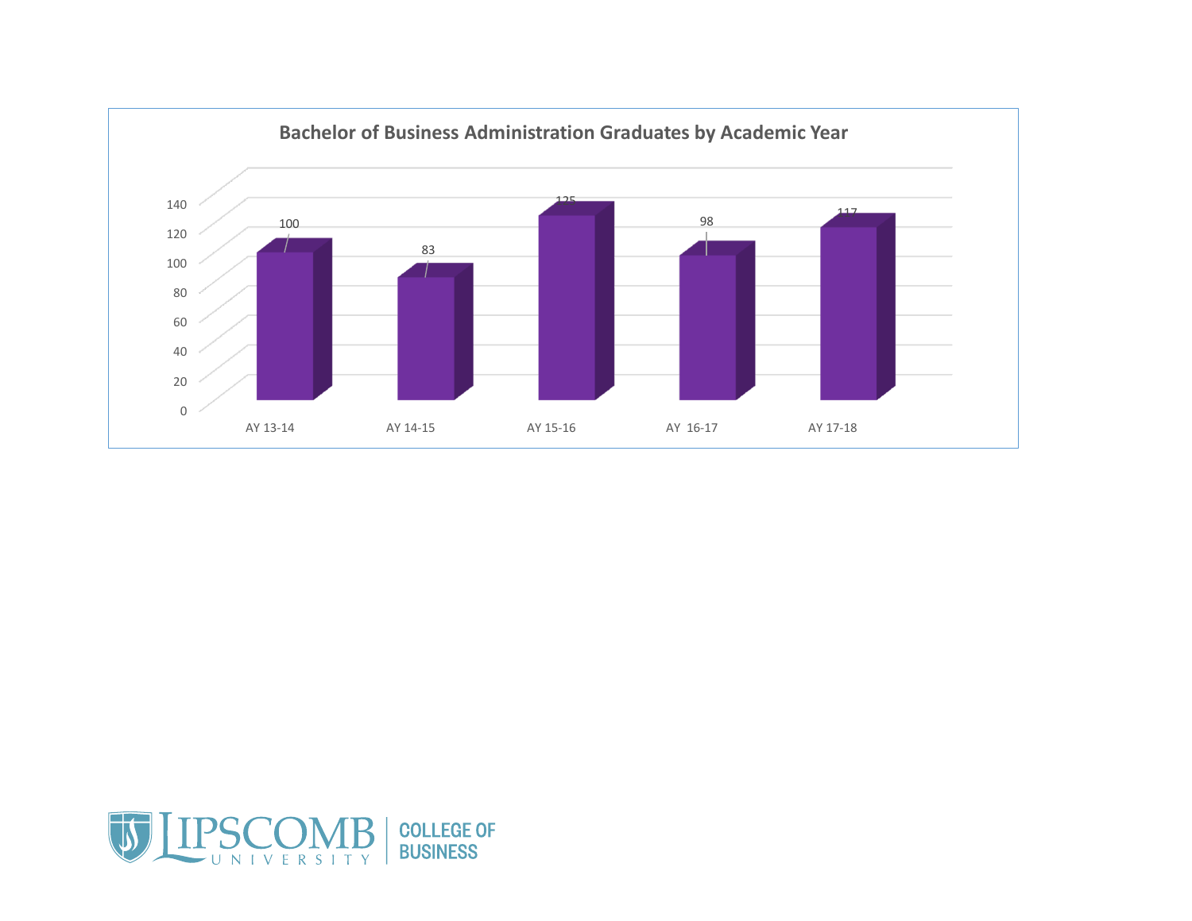Bachelor of Business Administration Graduates by Academic Year

140
120
100
80
60
40
20
0

100
83
125
98
117

AY 13-14
AY 14-15
AY 15-16
AY 16-17
AY 17-18

LIPSCOMB UNIVERSITY | COLLEGE OF BUSINESS